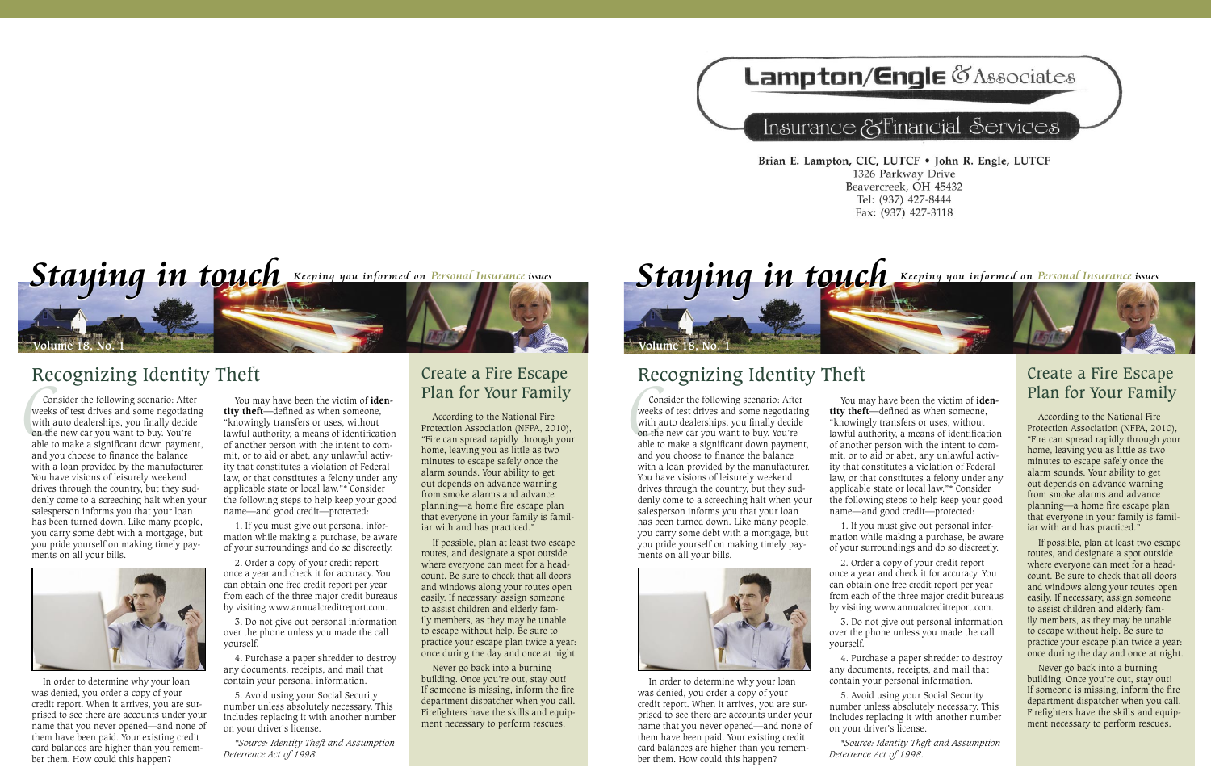# Staying in touch

*Keeping you informed on Personal Insurance issues*

Volume 18, No. 1

## Recognizing Identity Theft

Consider the following scenario: After weeks of test drives and some negotiating with auto dealerships, you finally decide on the new car you want to buy. You're able to make a significant down payment, and you choose to finance the balance with a loan provided by the manufacturer. You have visions of leisurely weekend drives through the country, but they suddenly come to a screeching halt when your salesperson informs you that your loan has been turned down. Like many people, you carry some debt with a mortgage, but you pride yourself on making timely payments on all your bills.

In order to determine why your loan was denied, you order a copy of your credit report. When it arrives, you are surprised to see there are accounts under your name that you never opened—and none of them have been paid. Your existing credit card balances are higher than you remember them. How could this happen?

You may have been the victim of **identity theft**—defined as when someone, "knowingly transfers or uses, without lawful authority, a means of identification of another person with the intent to commit, or to aid or abet, any unlawful activity that constitutes a violation of Federal law, or that constitutes a felony under any applicable state or local law."* Consider the following steps to help keep your good name—and good credit—protected:

1. If you must give out personal information while making a purchase, be aware of your surroundings and do so discreetly.

2. Order a copy of your credit report once a year and check it for accuracy. You can obtain one free credit report per year from each of the three major credit bureaus by visiting www.annualcreditreport.com.

3. Do not give out personal information over the phone unless you made the call yourself.

4. Purchase a paper shredder to destroy any documents, receipts, and mail that contain your personal information.

5. Avoid using your Social Security number unless absolutely necessary. This includes replacing it with another number on your driver's license.

*\*Source: Identity Theft and Assumption Deterrence Act of 1998.*

## Create a Fire Escape Plan for Your Family

According to the National Fire Protection Association (NFPA, 2010), "Fire can spread rapidly through your home, leaving you as little as two minutes to escape safely once the alarm sounds. Your ability to get out depends on advance warning from smoke alarms and advance planning—a home fire escape plan that everyone in your family is familiar with and has practiced."

If possible, plan at least two escape routes, and designate a spot outside where everyone can meet for a headcount. Be sure to check that all doors and windows along your routes open easily. If necessary, assign someone to assist children and elderly family members, as they may be unable to escape without help. Be sure to practice your escape plan twice a year: once during the day and once at night.

Never go back into a burning building. Once you're out, stay out! If someone is missing, inform the fire department dispatcher when you call. Firefighters have the skills and equipment necessary to perform rescues.

---

**Lampton/Engle & Associates**

Insurance & Financial Services

**Brian E. Lampton, CIC, LUTCF • John R. Engle, LUTCF**
1326 Parkway Drive
Beavercreek, OH 45432
Tel: (937) 427-8444
Fax: (937) 427-3118

# Staying in touch

*Keeping you informed on Personal Insurance issues*

Volume 18, No. 1

## Recognizing Identity Theft

Consider the following scenario: After weeks of test drives and some negotiating with auto dealerships, you finally decide on the new car you want to buy. You're able to make a significant down payment, and you choose to finance the balance with a loan provided by the manufacturer. You have visions of leisurely weekend drives through the country, but they suddenly come to a screeching halt when your salesperson informs you that your loan has been turned down. Like many people, you carry some debt with a mortgage, but you pride yourself on making timely payments on all your bills.

In order to determine why your loan was denied, you order a copy of your credit report. When it arrives, you are surprised to see there are accounts under your name that you never opened—and none of them have been paid. Your existing credit card balances are higher than you remember them. How could this happen?

You may have been the victim of **identity theft**—defined as when someone, "knowingly transfers or uses, without lawful authority, a means of identification of another person with the intent to commit, or to aid or abet, any unlawful activity that constitutes a violation of Federal law, or that constitutes a felony under any applicable state or local law."* Consider the following steps to help keep your good name—and good credit—protected:

1. If you must give out personal information while making a purchase, be aware of your surroundings and do so discreetly.

2. Order a copy of your credit report once a year and check it for accuracy. You can obtain one free credit report per year from each of the three major credit bureaus by visiting www.annualcreditreport.com.

3. Do not give out personal information over the phone unless you made the call yourself.

4. Purchase a paper shredder to destroy any documents, receipts, and mail that contain your personal information.

5. Avoid using your Social Security number unless absolutely necessary. This includes replacing it with another number on your driver's license.

*\*Source: Identity Theft and Assumption Deterrence Act of 1998.*

## Create a Fire Escape Plan for Your Family

According to the National Fire Protection Association (NFPA, 2010), "Fire can spread rapidly through your home, leaving you as little as two minutes to escape safely once the alarm sounds. Your ability to get out depends on advance warning from smoke alarms and advance planning—a home fire escape plan that everyone in your family is familiar with and has practiced."

If possible, plan at least two escape routes, and designate a spot outside where everyone can meet for a headcount. Be sure to check that all doors and windows along your routes open easily. If necessary, assign someone to assist children and elderly family members, as they may be unable to escape without help. Be sure to practice your escape plan twice a year: once during the day and once at night.

Never go back into a burning building. Once you're out, stay out! If someone is missing, inform the fire department dispatcher when you call. Firefighters have the skills and equipment necessary to perform rescues.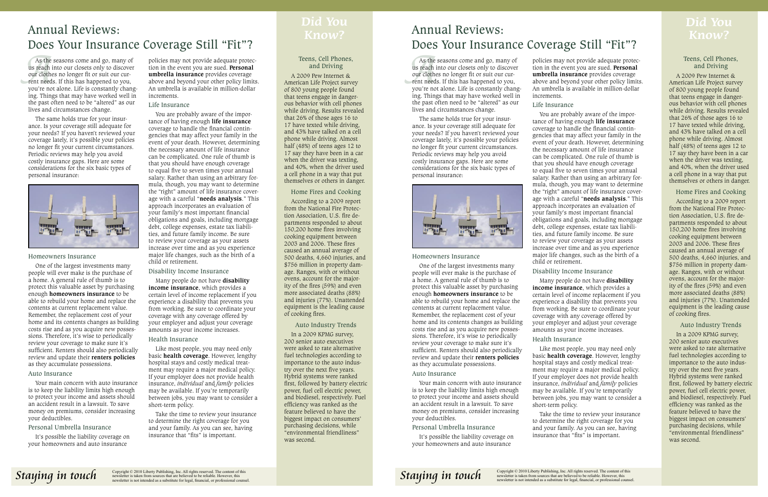# Annual Reviews: Does Your Insurance Coverage Still "Fit"?

As the seasons come and go, many of us reach into our closets only to discover our clothes no longer fit or suit our current needs. If this has happened to you, you're not alone. Life is constantly changing. Things that may have worked well in the past often need to be "altered" as our lives and circumstances change.

The same holds true for your insurance. Is your coverage still adequate for your needs? If you haven't reviewed your coverage lately, it's possible your policies no longer fit your current circumstances. Periodic reviews may help you avoid costly insurance gaps. Here are some considerations for the six basic types of personal insurance:

### Homeowners Insurance

One of the largest investments many people will ever make is the purchase of a home. A general rule of thumb is to protect this valuable asset by purchasing enough **homeowners insurance** to be able to rebuild your home and replace the contents at current replacement value. Remember, the replacement cost of your home and its contents changes as building costs rise and as you acquire new possessions. Therefore, it's wise to periodically review your coverage to make sure it's sufficient. Renters should also periodically review and update their **renters policies** as they accumulate possessions.

### Auto Insurance

Your main concern with auto insurance is to keep the liability limits high enough to protect your income and assets should an accident result in a lawsuit. To save money on premiums, consider increasing your deductibles.

### Personal Umbrella Insurance

It's possible the liability coverage on your homeowners and auto insurance policies may not provide adequate protection in the event you are sued. **Personal umbrella insurance** provides coverage above and beyond your other policy limits. An umbrella is available in million-dollar increments.

### Life Insurance

You are probably aware of the importance of having enough **life insurance** coverage to handle the financial contingencies that may affect your family in the event of your death. However, determining the necessary amount of life insurance can be complicated. One rule of thumb is that you should have enough coverage to equal five to seven times your annual salary. Rather than using an arbitrary formula, though, you may want to determine the "right" amount of life insurance coverage with a careful "**needs analysis**." This approach incorporates an evaluation of your family's most important financial obligations and goals, including mortgage debt, college expenses, estate tax liabilities, and future family income. Be sure to review your coverage as your assets increase over time and as you experience major life changes, such as the birth of a child or retirement.

### Disability Income Insurance

Many people do not have **disability income insurance**, which provides a certain level of income replacement if you experience a disability that prevents you from working. Be sure to coordinate your coverage with any coverage offered by your employer and adjust your coverage amounts as your income increases.

### Health Insurance

Like most people, you may need only basic **health coverage**. However, lengthy hospital stays and costly medical treatment may require a major medical policy. If your employer does not provide health insurance, *individual* and *family* policies may be available. If you're temporarily between jobs, you may want to consider a short-term policy.

Take the time to review your insurance to determine the right coverage for you and your family. As you can see, having insurance that "fits" is important.

## Did You Know?

### Teens, Cell Phones, and Driving

A 2009 Pew Internet & American Life Project survey of 800 young people found that teens engage in dangerous behavior with cell phones while driving. Results revealed that 26% of those ages 16 to 17 have texted while driving, and 43% have talked on a cell phone while driving. Almost half (48%) of teens ages 12 to 17 say they have been in a car when the driver was texting, and 40%, when the driver used a cell phone in a way that put themselves or others in danger.

### Home Fires and Cooking

According to a 2009 report from the National Fire Protection Association, U.S. fire departments responded to about 150,200 home fires involving cooking equipment between 2003 and 2006. These fires caused an annual average of 500 deaths, 4,660 injuries, and $756 million in property damage. Ranges, with or without ovens, account for the majority of the fires (59%) and even more associated deaths (88%) and injuries (77%). Unattended equipment is the leading cause of cooking fires.

### Auto Industry Trends

In a 2009 KPMG survey, 200 senior auto executives were asked to rate alternative fuel technologies according to importance to the auto industry over the next five years. Hybrid systems were ranked first, followed by battery electric power, fuel cell electric power, and biodiesel, respectively. Fuel efficiency was ranked as the feature believed to have the biggest impact on consumers' purchasing decisions, while "environmental friendliness" was second.

*Staying in touch*

Copyright © 2010 Liberty Publishing, Inc. All rights reserved. The content of this newsletter is taken from sources that are believed to be reliable. However, this newsletter is not intended as a substitute for legal, financial, or professional counsel.

# Annual Reviews: Does Your Insurance Coverage Still "Fit"?

As the seasons come and go, many of us reach into our closets only to discover our clothes no longer fit or suit our current needs. If this has happened to you, you're not alone. Life is constantly changing. Things that may have worked well in the past often need to be "altered" as our lives and circumstances change.

The same holds true for your insurance. Is your coverage still adequate for your needs? If you haven't reviewed your coverage lately, it's possible your policies no longer fit your current circumstances. Periodic reviews may help you avoid costly insurance gaps. Here are some considerations for the six basic types of personal insurance:

### Homeowners Insurance

One of the largest investments many people will ever make is the purchase of a home. A general rule of thumb is to protect this valuable asset by purchasing enough **homeowners insurance** to be able to rebuild your home and replace the contents at current replacement value. Remember, the replacement cost of your home and its contents changes as building costs rise and as you acquire new possessions. Therefore, it's wise to periodically review your coverage to make sure it's sufficient. Renters should also periodically review and update their **renters policies** as they accumulate possessions.

### Auto Insurance

Your main concern with auto insurance is to keep the liability limits high enough to protect your income and assets should an accident result in a lawsuit. To save money on premiums, consider increasing your deductibles.

### Personal Umbrella Insurance

It's possible the liability coverage on your homeowners and auto insurance policies may not provide adequate protection in the event you are sued. **Personal umbrella insurance** provides coverage above and beyond your other policy limits. An umbrella is available in million-dollar increments.

### Life Insurance

You are probably aware of the importance of having enough **life insurance** coverage to handle the financial contingencies that may affect your family in the event of your death. However, determining the necessary amount of life insurance can be complicated. One rule of thumb is that you should have enough coverage to equal five to seven times your annual salary. Rather than using an arbitrary formula, though, you may want to determine the "right" amount of life insurance coverage with a careful "**needs analysis**." This approach incorporates an evaluation of your family's most important financial obligations and goals, including mortgage debt, college expenses, estate tax liabilities, and future family income. Be sure to review your coverage as your assets increase over time and as you experience major life changes, such as the birth of a child or retirement.

### Disability Income Insurance

Many people do not have **disability income insurance**, which provides a certain level of income replacement if you experience a disability that prevents you from working. Be sure to coordinate your coverage with any coverage offered by your employer and adjust your coverage amounts as your income increases.

### Health Insurance

Like most people, you may need only basic **health coverage**. However, lengthy hospital stays and costly medical treatment may require a major medical policy. If your employer does not provide health insurance, *individual* and *family* policies may be available. If you're temporarily between jobs, you may want to consider a short-term policy.

Take the time to review your insurance to determine the right coverage for you and your family. As you can see, having insurance that "fits" is important.

## Did You Know?

### Teens, Cell Phones, and Driving

A 2009 Pew Internet & American Life Project survey of 800 young people found that teens engage in dangerous behavior with cell phones while driving. Results revealed that 26% of those ages 16 to 17 have texted while driving, and 43% have talked on a cell phone while driving. Almost half (48%) of teens ages 12 to 17 say they have been in a car when the driver was texting, and 40%, when the driver used a cell phone in a way that put themselves or others in danger.

### Home Fires and Cooking

According to a 2009 report from the National Fire Protection Association, U.S. fire departments responded to about 150,200 home fires involving cooking equipment between 2003 and 2006. These fires caused an annual average of 500 deaths, 4,660 injuries, and $756 million in property damage. Ranges, with or without ovens, account for the majority of the fires (59%) and even more associated deaths (88%) and injuries (77%). Unattended equipment is the leading cause of cooking fires.

### Auto Industry Trends

In a 2009 KPMG survey, 200 senior auto executives were asked to rate alternative fuel technologies according to importance to the auto industry over the next five years. Hybrid systems were ranked first, followed by battery electric power, fuel cell electric power, and biodiesel, respectively. Fuel efficiency was ranked as the feature believed to have the biggest impact on consumers' purchasing decisions, while "environmental friendliness" was second.

*Staying in touch*

Copyright © 2010 Liberty Publishing, Inc. All rights reserved. The content of this newsletter is taken from sources that are believed to be reliable. However, this newsletter is not intended as a substitute for legal, financial, or professional counsel.